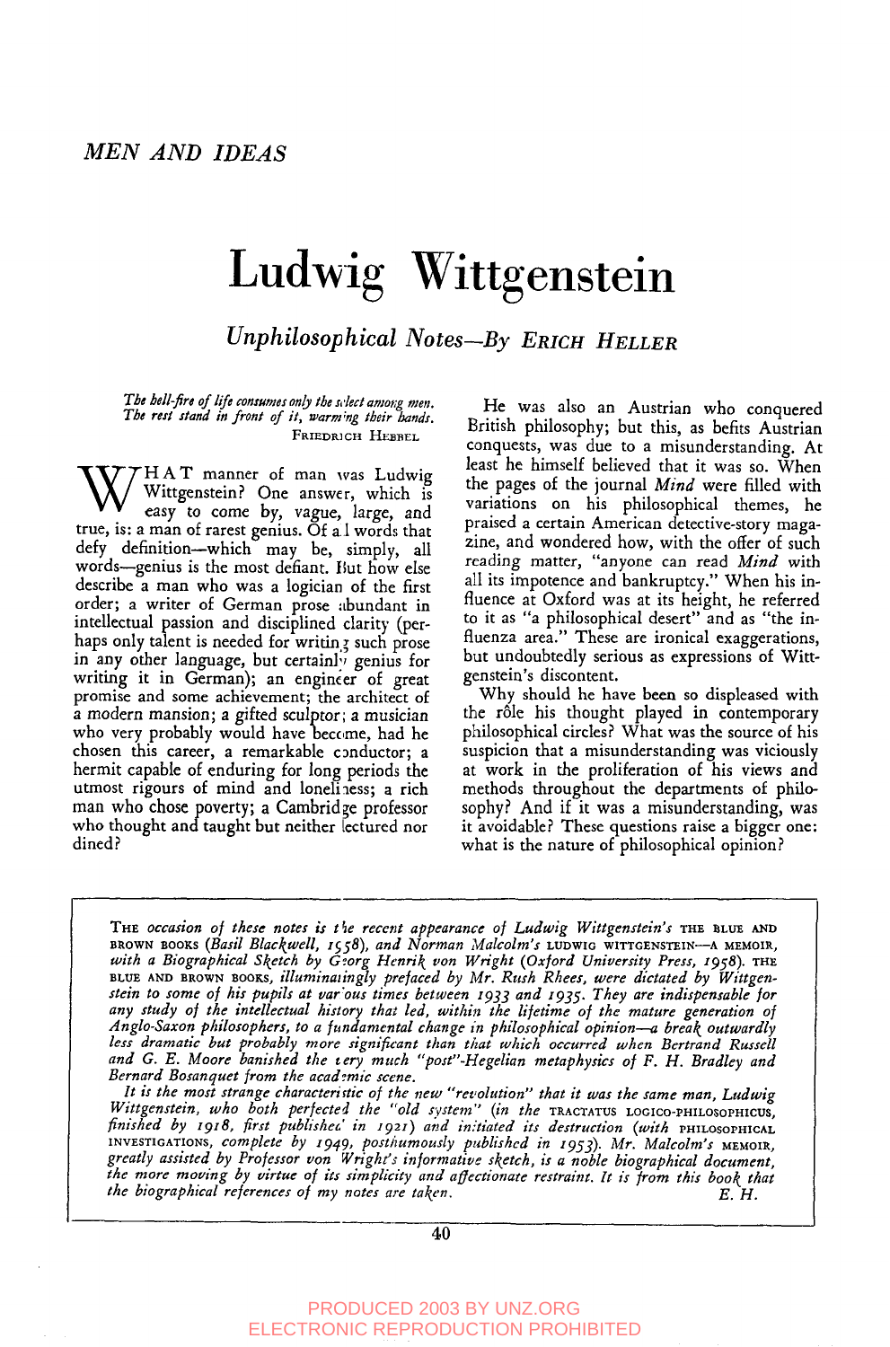MEN AND IDEAS

# Ludwig Wittgenstein

## Unphilosophical Notes—By ERICH HELLER

*The hell-fire of life consumes only the select among men. The rest stand in front of it, warming their hands.*
FRIEDRICH HEBBEL

WHAT manner of man was Ludwig Wittgenstein? One answer, which is easy to come by, vague, large, and true, is: a man of rarest genius. Of all words that defy definition—which may be, simply, all words—genius is the most defiant. But how else describe a man who was a logician of the first order; a writer of German prose abundant in intellectual passion and disciplined clarity (perhaps only talent is needed for writing such prose in any other language, but certainly genius for writing it in German); an engineer of great promise and some achievement; the architect of a modern mansion; a gifted sculptor; a musician who very probably would have become, had he chosen this career, a remarkable conductor; a hermit capable of enduring for long periods the utmost rigours of mind and loneliness; a rich man who chose poverty; a Cambridge professor who thought and taught but neither lectured nor dined?

He was also an Austrian who conquered British philosophy; but this, as befits Austrian conquests, was due to a misunderstanding. At least he himself believed that it was so. When the pages of the journal *Mind* were filled with variations on his philosophical themes, he praised a certain American detective-story magazine, and wondered how, with the offer of such reading matter, "anyone can read *Mind* with all its impotence and bankruptcy." When his influence at Oxford was at its height, he referred to it as "a philosophical desert" and as "the influenza area." These are ironical exaggerations, but undoubtedly serious as expressions of Wittgenstein's discontent.

Why should he have been so displeased with the rôle his thought played in contemporary philosophical circles? What was the source of his suspicion that a misunderstanding was viciously at work in the proliferation of his views and methods throughout the departments of philosophy? And if it was a misunderstanding, was it avoidable? These questions raise a bigger one: what is the nature of philosophical opinion?

---

THE *occasion of these notes is the recent appearance of Ludwig Wittgenstein's* THE BLUE AND BROWN BOOKS *(Basil Blackwell, 1958), and Norman Malcolm's* LUDWIG WITTGENSTEIN—A MEMOIR, *with a Biographical Sketch by Georg Henrik von Wright (Oxford University Press, 1958).* THE BLUE AND BROWN BOOKS, *illuminatingly prefaced by Mr. Rush Rhees, were dictated by Wittgenstein to some of his pupils at various times between 1933 and 1935. They are indispensable for any study of the intellectual history that led, within the lifetime of the mature generation of Anglo-Saxon philosophers, to a fundamental change in philosophical opinion—a break outwardly less dramatic but probably more significant than that which occurred when Bertrand Russell and G. E. Moore banished the very much "post"-Hegelian metaphysics of F. H. Bradley and Bernard Bosanquet from the academic scene.*

*It is the most strange characteristic of the new "revolution" that it was the same man, Ludwig Wittgenstein, who both perfected the "old system" (in the* TRACTATUS LOGICO-PHILOSOPHICUS, *finished by 1918, first published in 1921) and initiated its destruction (with* PHILOSOPHICAL INVESTIGATIONS, *complete by 1949, posthumously published in 1953). Mr. Malcolm's* MEMOIR, *greatly assisted by Professor von Wright's informative sketch, is a noble biographical document, the more moving by virtue of its simplicity and affectionate restraint. It is from this book that the biographical references of my notes are taken.* E. H.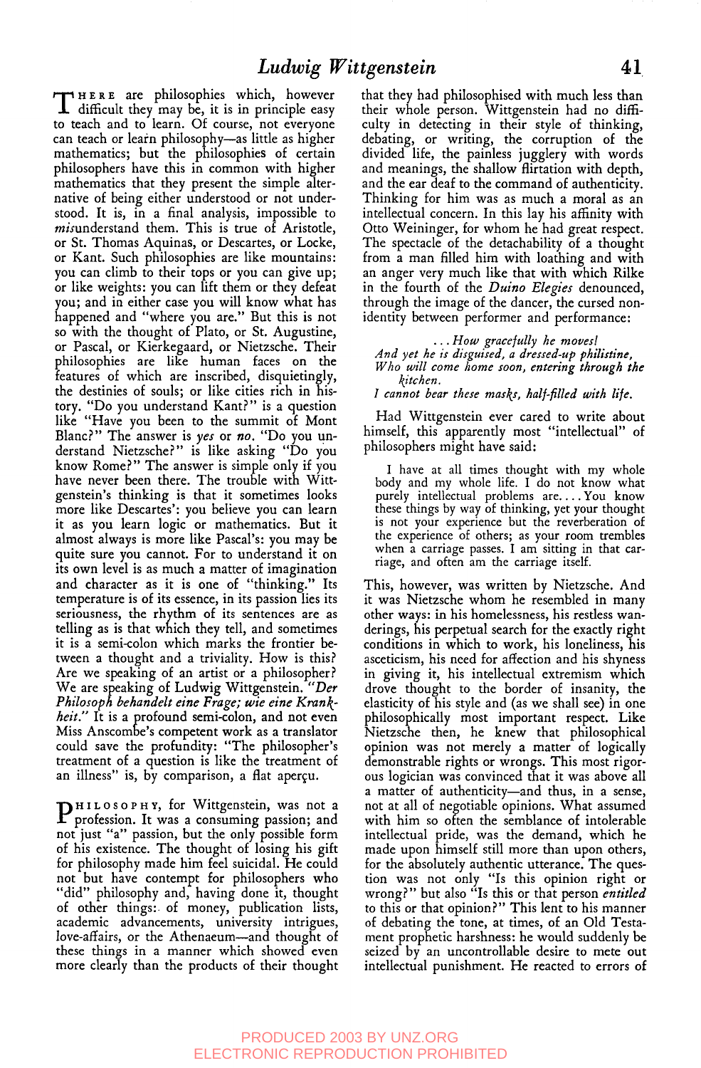THERE are philosophies which, however difficult they may be, it is in principle easy to teach and to learn. Of course, not everyone can teach or learn philosophy—as little as higher mathematics; but the philosophies of certain philosophers have this in common with higher mathematics that they present the simple alternative of being either understood or not understood. It is, in a final analysis, impossible to *mis*understand them. This is true of Aristotle, or St. Thomas Aquinas, or Descartes, or Locke, or Kant. Such philosophies are like mountains: you can climb to their tops or you can give up; or like weights: you can lift them or they defeat you; and in either case you will know what has happened and "where you are." But this is not so with the thought of Plato, or St. Augustine, or Pascal, or Kierkegaard, or Nietzsche. Their philosophies are like human faces on the features of which are inscribed, disquietingly, the destinies of souls; or like cities rich in history. "Do you understand Kant?" is a question like "Have you been to the summit of Mont Blanc?" The answer is *yes* or *no*. "Do you understand Nietzsche?" is like asking "Do you know Rome?" The answer is simple only if you have never been there. The trouble with Wittgenstein's thinking is that it sometimes looks more like Descartes': you believe you can learn it as you learn logic or mathematics. But it almost always is more like Pascal's: you may be quite sure you cannot. For to understand it on its own level is as much a matter of imagination and character as it is one of "thinking." Its temperature is of its essence, in its passion lies its seriousness, the rhythm of its sentences are as telling as is that which they tell, and sometimes it is a semi-colon which marks the frontier between a thought and a triviality. How is this? Are we speaking of an artist or a philosopher? We are speaking of Ludwig Wittgenstein. *"Der Philosoph behandelt eine Frage; wie eine Krankheit."* It is a profound semi-colon, and not even Miss Anscombe's competent work as a translator could save the profundity: "The philosopher's treatment of a question is like the treatment of an illness" is, by comparison, a flat aperçu.

PHILOSOPHY, for Wittgenstein, was not a profession. It was a consuming passion; and not just "a" passion, but the only possible form of his existence. The thought of losing his gift for philosophy made him feel suicidal. He could not but have contempt for philosophers who "did" philosophy and, having done it, thought of other things: of money, publication lists, academic advancements, university intrigues, love-affairs, or the Athenaeum—and thought of these things in a manner which showed even more clearly than the products of their thought that they had philosophised with much less than their whole person. Wittgenstein had no difficulty in detecting in their style of thinking, debating, or writing, the corruption of the divided life, the painless jugglery with words and meanings, the shallow flirtation with depth, and the ear deaf to the command of authenticity. Thinking for him was as much a moral as an intellectual concern. In this lay his affinity with Otto Weininger, for whom he had great respect. The spectacle of the detachability of a thought from a man filled him with loathing and with an anger very much like that with which Rilke in the fourth of the *Duino Elegies* denounced, through the image of the dancer, the cursed non-identity between performer and performance:

> *. . . How gracefully he moves!*
> *And yet he is disguised, a dressed-up philistine,*
> *Who will come home soon, entering through the kitchen.*
> *I cannot bear these masks, half-filled with life.*

Had Wittgenstein ever cared to write about himself, this apparently most "intellectual" of philosophers might have said:

> I have at all times thought with my whole body and my whole life. I do not know what purely intellectual problems are. . . . You know these things by way of thinking, yet your thought is not your experience but the reverberation of the experience of others; as your room trembles when a carriage passes. I am sitting in that carriage, and often am the carriage itself.

This, however, was written by Nietzsche. And it was Nietzsche whom he resembled in many other ways: in his homelessness, his restless wanderings, his perpetual search for the exactly right conditions in which to work, his loneliness, his asceticism, his need for affection and his shyness in giving it, his intellectual extremism which drove thought to the border of insanity, the elasticity of his style and (as we shall see) in one philosophically most important respect. Like Nietzsche then, he knew that philosophical opinion was not merely a matter of logically demonstrable rights or wrongs. This most rigorous logician was convinced that it was above all a matter of authenticity—and thus, in a sense, not at all of negotiable opinions. What assumed with him so often the semblance of intolerable intellectual pride, was the demand, which he made upon himself still more than upon others, for the absolutely authentic utterance. The question was not only "Is this opinion right or wrong?" but also "Is this or that person *entitled* to this or that opinion?" This lent to his manner of debating the tone, at times, of an Old Testament prophetic harshness: he would suddenly be seized by an uncontrollable desire to mete out intellectual punishment. He reacted to errors of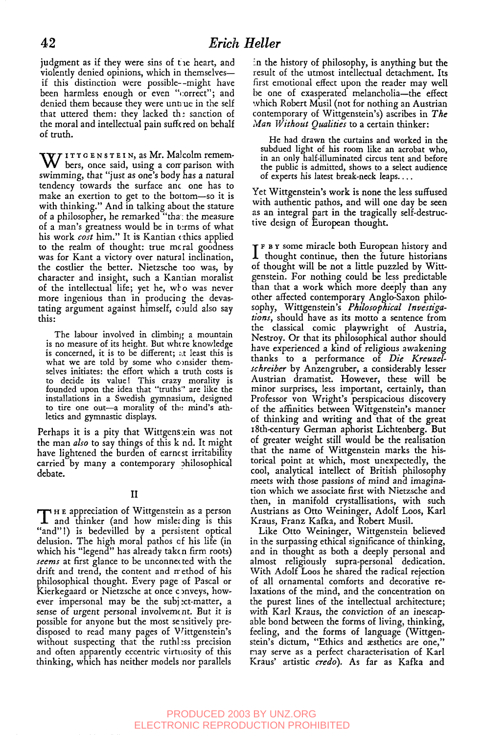judgment as if they were sins of the heart, and violently denied opinions, which in themselves—if this distinction were possible—might have been harmless enough or even "correct"; and denied them because they were untrue in the self that uttered them: they lacked the sanction of the moral and intellectual pain suffered on behalf of truth.

WITTGENSTEIN, as Mr. Malcolm remembers, once said, using a comparison with swimming, that "just as one's body has a natural tendency towards the surface and one has to make an exertion to get to the bottom—so it is with thinking." And in talking about the stature of a philosopher, he remarked "that the measure of a man's greatness would be in terms of what his work *cost* him." It is Kantian ethics applied to the realm of thought: true moral goodness was for Kant a victory over natural inclination, the costlier the better. Nietzsche too was, by character and insight, such a Kantian moralist of the intellectual life; yet he, who was never more ingenious than in producing the devastating argument against himself, could also say this:

> The labour involved in climbing a mountain is no measure of its height. But where knowledge is concerned, it is to be different; at least this is what we are told by some who consider themselves initiates: the effort which a truth costs is to decide its value! This crazy morality is founded upon the idea that "truths" are like the installations in a Swedish gymnasium, designed to tire one out—a morality of the mind's athletics and gymnastic displays.

Perhaps it is a pity that Wittgenstein was not the man *also* to say things of this kind. It might have lightened the burden of earnest irritability carried by many a contemporary philosophical debate.

## II

THE appreciation of Wittgenstein as a person and thinker (and how misleading is this "and"!) is bedevilled by a persistent optical delusion. The high moral pathos of his life (in which his "legend" has already taken firm roots) *seems* at first glance to be unconnected with the drift and trend, the content and method of his philosophical thought. Every page of Pascal or Kierkegaard or Nietzsche at once conveys, however impersonal may be the subject-matter, a sense of urgent personal involvement. But it is possible for anyone but the most sensitively predisposed to read many pages of Wittgenstein's without suspecting that the ruthless precision and often apparently eccentric virtuosity of this thinking, which has neither models nor parallels in the history of philosophy, is anything but the result of the utmost intellectual detachment. Its first emotional effect upon the reader may well be one of exasperated melancholia—the effect which Robert Musil (not for nothing an Austrian contemporary of Wittgenstein's) ascribes in *The Man Without Qualities* to a certain thinker:

> He had drawn the curtains and worked in the subdued light of his room like an acrobat who, in an only half-illuminated circus tent and before the public is admitted, shows to a select audience of experts his latest break-neck leaps....

Yet Wittgenstein's work is none the less suffused with authentic pathos, and will one day be seen as an integral part in the tragically self-destructive design of European thought.

IF BY some miracle both European history and thought continue, then the future historians of thought will be not a little puzzled by Wittgenstein. For nothing could be less predictable than that a work which more deeply than any other affected contemporary Anglo-Saxon philosophy, Wittgenstein's *Philosophical Investigations*, should have as its motto a sentence from the classical comic playwright of Austria, Nestroy. Or that its philosophical author should have experienced a kind of religious awakening thanks to a performance of *Die Kreuzelschreiber* by Anzengruber, a considerably lesser Austrian dramatist. However, these will be minor surprises, less important, certainly, than Professor von Wright's perspicacious discovery of the affinities between Wittgenstein's manner of thinking and writing and that of the great 18th-century German aphorist Lichtenberg. But of greater weight still would be the realisation that the name of Wittgenstein marks the historical point at which, most unexpectedly, the cool, analytical intellect of British philosophy meets with those passions of mind and imagination which we associate first with Nietzsche and then, in manifold crystallisations, with such Austrians as Otto Weininger, Adolf Loos, Karl Kraus, Franz Kafka, and Robert Musil.

Like Otto Weininger, Wittgenstein believed in the surpassing ethical significance of thinking, and in thought as both a deeply personal and almost religiously supra-personal dedication. With Adolf Loos he shared the radical rejection of all ornamental comforts and decorative relaxations of the mind, and the concentration on the purest lines of the intellectual architecture; with Karl Kraus, the conviction of an inescapable bond between the forms of living, thinking, feeling, and the forms of language (Wittgenstein's dictum, "Ethics and æsthetics are one," may serve as a perfect characterisation of Karl Kraus' artistic *credo*). As far as Kafka and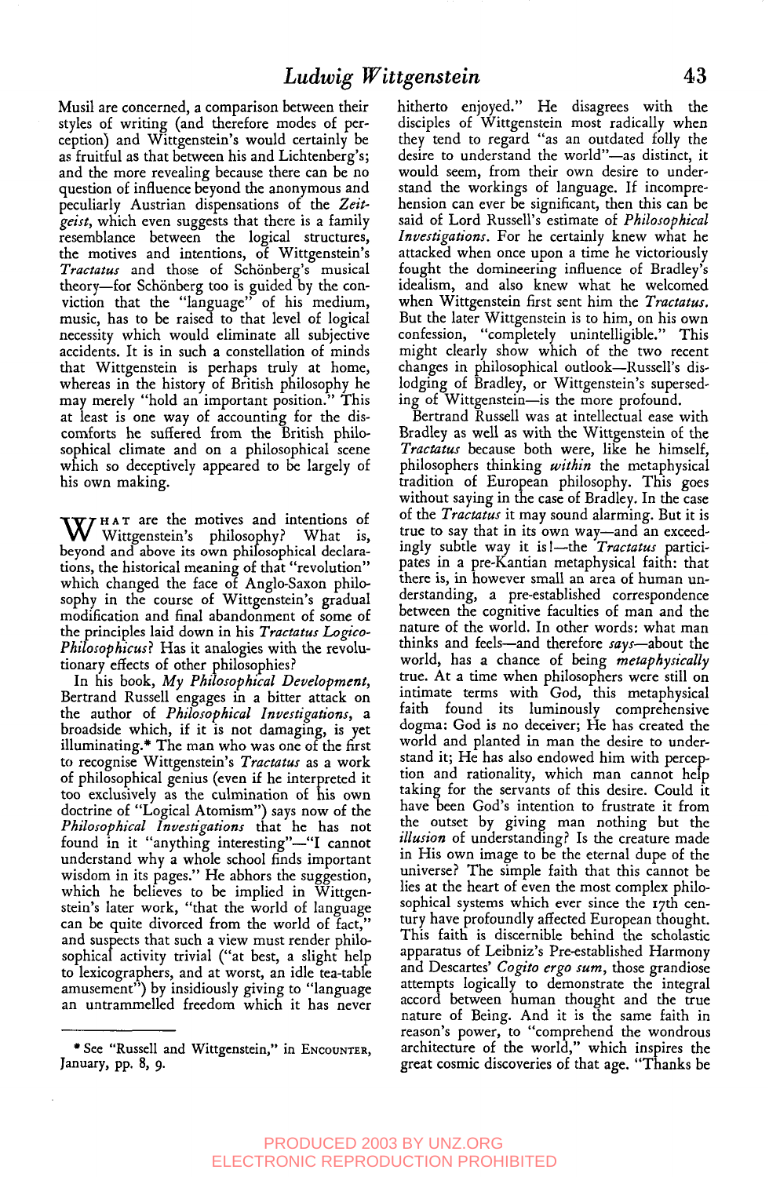Musil are concerned, a comparison between their styles of writing (and therefore modes of perception) and Wittgenstein's would certainly be as fruitful as that between his and Lichtenberg's; and the more revealing because there can be no question of influence beyond the anonymous and peculiarly Austrian dispensations of the *Zeitgeist*, which even suggests that there is a family resemblance between the logical structures, the motives and intentions, of Wittgenstein's *Tractatus* and those of Schönberg's musical theory—for Schönberg too is guided by the conviction that the "language" of his medium, music, has to be raised to that level of logical necessity which would eliminate all subjective accidents. It is in such a constellation of minds that Wittgenstein is perhaps truly at home, whereas in the history of British philosophy he may merely "hold an important position." This at least is one way of accounting for the discomforts he suffered from the British philosophical climate and on a philosophical scene which so deceptively appeared to be largely of his own making.

WHAT are the motives and intentions of Wittgenstein's philosophy? What is, beyond and above its own philosophical declarations, the historical meaning of that "revolution" which changed the face of Anglo-Saxon philosophy in the course of Wittgenstein's gradual modification and final abandonment of some of the principles laid down in his *Tractatus Logico-Philosophicus*? Has it analogies with the revolutionary effects of other philosophies?

In his book, *My Philosophical Development*, Bertrand Russell engages in a bitter attack on the author of *Philosophical Investigations*, a broadside which, if it is not damaging, is yet illuminating.* The man who was one of the first to recognise Wittgenstein's *Tractatus* as a work of philosophical genius (even if he interpreted it too exclusively as the culmination of his own doctrine of "Logical Atomism") says now of the *Philosophical Investigations* that he has not found in it "anything interesting"—"I cannot understand why a whole school finds important wisdom in its pages." He abhors the suggestion, which he believes to be implied in Wittgenstein's later work, "that the world of language can be quite divorced from the world of fact," and suspects that such a view must render philosophical activity trivial ("at best, a slight help to lexicographers, and at worst, an idle tea-table amusement") by insidiously giving to "language an untrammelled freedom which it has never hitherto enjoyed." He disagrees with the disciples of Wittgenstein most radically when they tend to regard "as an outdated folly the desire to understand the world"—as distinct, it would seem, from their own desire to understand the workings of language. If incomprehension can ever be significant, then this can be said of Lord Russell's estimate of *Philosophical Investigations*. For he certainly knew what he attacked when once upon a time he victoriously fought the domineering influence of Bradley's idealism, and also knew what he welcomed when Wittgenstein first sent him the *Tractatus*. But the later Wittgenstein is to him, on his own confession, "completely unintelligible." This might clearly show which of the two recent changes in philosophical outlook—Russell's dislodging of Bradley, or Wittgenstein's superseding of Wittgenstein—is the more profound.

Bertrand Russell was at intellectual ease with Bradley as well as with the Wittgenstein of the *Tractatus* because both were, like he himself, philosophers thinking *within* the metaphysical tradition of European philosophy. This goes without saying in the case of Bradley. In the case of the *Tractatus* it may sound alarming. But it is true to say that in its own way—and an exceedingly subtle way it is!—the *Tractatus* participates in a pre-Kantian metaphysical faith: that there is, in however small an area of human understanding, a pre-established correspondence between the cognitive faculties of man and the nature of the world. In other words: what man thinks and feels—and therefore *says*—about the world, has a chance of being *metaphysically* true. At a time when philosophers were still on intimate terms with God, this metaphysical faith found its luminously comprehensive dogma: God is no deceiver; He has created the world and planted in man the desire to understand it; He has also endowed him with perception and rationality, which man cannot help taking for the servants of this desire. Could it have been God's intention to frustrate it from the outset by giving man nothing but the *illusion* of understanding? Is the creature made in His own image to be the eternal dupe of the universe? The simple faith that this cannot be lies at the heart of even the most complex philosophical systems which ever since the 17th century have profoundly affected European thought. This faith is discernible behind the scholastic apparatus of Leibniz's Pre-established Harmony and Descartes' *Cogito ergo sum*, those grandiose attempts logically to demonstrate the integral accord between human thought and the true nature of Being. And it is the same faith in reason's power, to "comprehend the wondrous architecture of the world," which inspires the great cosmic discoveries of that age. "Thanks be

---

* See "Russell and Wittgenstein," in ENCOUNTER, January, pp. 8, 9.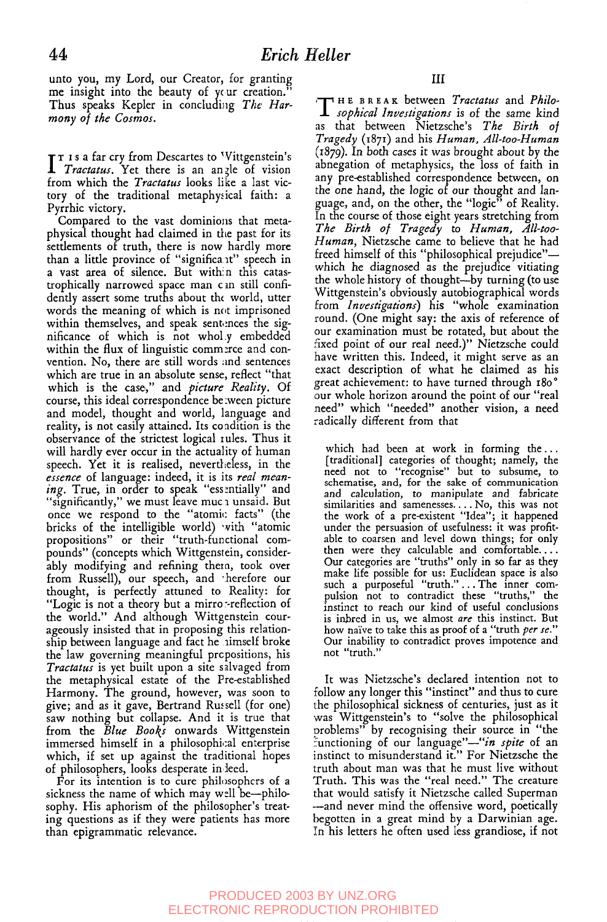unto you, my Lord, our Creator, for granting me insight into the beauty of your creation." Thus speaks Kepler in concluding *The Harmony of the Cosmos.*

It is a far cry from Descartes to Wittgenstein's *Tractatus*. Yet there is an angle of vision from which the *Tractatus* looks like a last victory of the traditional metaphysical faith: a Pyrrhic victory.

Compared to the vast dominions that metaphysical thought had claimed in the past for its settlements of truth, there is now hardly more than a little province of "significant" speech in a vast area of silence. But within this catastrophically narrowed space man can still confidently assert some truths about the world, utter words the meaning of which is not imprisoned within themselves, and speak sentences the significance of which is not wholly embedded within the flux of linguistic commerce and convention. No, there are still words and sentences which are true in an absolute sense, reflect "that which is the case," and *picture Reality*. Of course, this ideal correspondence between picture and model, thought and world, language and reality, is not easily attained. Its condition is the observance of the strictest logical rules. Thus it will hardly ever occur in the actuality of human speech. Yet it is realised, nevertheless, in the *essence* of language: indeed, it is its *real meaning*. True, in order to speak "essentially" and "significantly," we must leave much unsaid. But once we respond to the "atomic facts" (the bricks of the intelligible world) with "atomic propositions" or their "truth-functional compounds" (concepts which Wittgenstein, considerably modifying and refining them, took over from Russell), our speech, and therefore our thought, is perfectly attuned to Reality: for "Logic is not a theory but a mirror-reflection of the world." And although Wittgenstein courageously insisted that in proposing this relationship between language and fact he himself broke the law governing meaningful propositions, his *Tractatus* is yet built upon a site salvaged from the metaphysical estate of the Pre-established Harmony. The ground, however, was soon to give; and as it gave, Bertrand Russell (for one) saw nothing but collapse. And it is true that from the *Blue Books* onwards Wittgenstein immersed himself in a philosophical enterprise which, if set up against the traditional hopes of philosophers, looks desperate indeed.

For its intention is to cure philosophers of a sickness the name of which may well be—philosophy. His aphorism of the philosopher's treating questions as if they were patients has more than epigrammatic relevance.

## III

The break between *Tractatus* and *Philosophical Investigations* is of the same kind as that between Nietzsche's *The Birth of Tragedy* (1871) and his *Human, All-too-Human* (1879). In both cases it was brought about by the abnegation of metaphysics, the loss of faith in any pre-established correspondence between, on the one hand, the logic of our thought and language, and, on the other, the "logic" of Reality. In the course of those eight years stretching from *The Birth of Tragedy* to *Human, All-too-Human*, Nietzsche came to believe that he had freed himself of this "philosophical prejudice"—which he diagnosed as the prejudice vitiating the whole history of thought—by turning (to use Wittgenstein's obviously autobiographical words from *Investigations*) his "whole examination round. (One might say: the axis of reference of our examination must be rotated, but about the fixed point of our real need.)" Nietzsche could have written this. Indeed, it might serve as an exact description of what he claimed as his great achievement: to have turned through 180° our whole horizon around the point of our "real need" which "needed" another vision, a need radically different from that

> which had been at work in forming the... [traditional] categories of thought; namely, the need not to "recognise" but to subsume, to schematise, and, for the sake of communication and calculation, to manipulate and fabricate similarities and samenesses.... No, this was not the work of a pre-existent "Idea"; it happened under the persuasion of usefulness: it was profitable to coarsen and level down things; for only then were they calculable and comfortable.... Our categories are "truths" only in so far as they make life possible for us: Euclidean space is also such a purposeful "truth."... The inner compulsion not to contradict these "truths," the instinct to reach our kind of useful conclusions is inbred in us, we almost *are* this instinct. But how naïve to take this as proof of a "truth *per se*." Our inability to contradict proves impotence and not "truth."

It was Nietzsche's declared intention not to follow any longer this "instinct" and thus to cure the philosophical sickness of centuries, just as it was Wittgenstein's to "solve the philosophical problems" by recognising their source in "the functioning of our language"—"*in spite* of an instinct to misunderstand it." For Nietzsche the truth about man was that he must live without Truth. This was the "real need." The creature that would satisfy it Nietzsche called Superman—and never mind the offensive word, poetically begotten in a great mind by a Darwinian age. In his letters he often used less grandiose, if not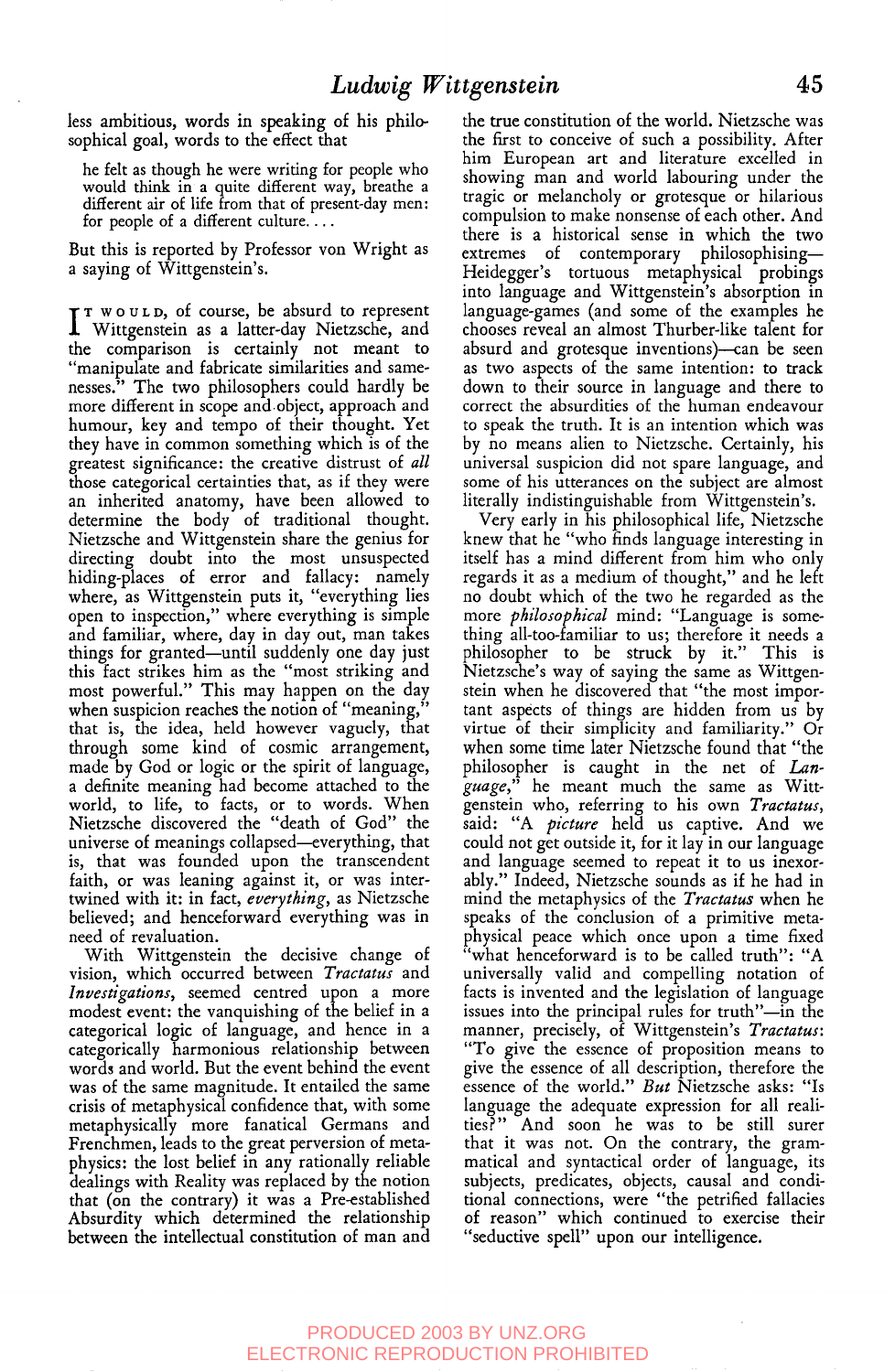less ambitious, words in speaking of his philosophical goal, words to the effect that

> he felt as though he were writing for people who would think in a quite different way, breathe a different air of life from that of present-day men: for people of a different culture....

But this is reported by Professor von Wright as a saying of Wittgenstein's.

It would, of course, be absurd to represent Wittgenstein as a latter-day Nietzsche, and the comparison is certainly not meant to "manipulate and fabricate similarities and samenesses." The two philosophers could hardly be more different in scope and object, approach and humour, key and tempo of their thought. Yet they have in common something which is of the greatest significance: the creative distrust of *all* those categorical certainties that, as if they were an inherited anatomy, have been allowed to determine the body of traditional thought. Nietzsche and Wittgenstein share the genius for directing doubt into the most unsuspected hiding-places of error and fallacy: namely where, as Wittgenstein puts it, "everything lies open to inspection," where everything is simple and familiar, where, day in day out, man takes things for granted—until suddenly one day just this fact strikes him as the "most striking and most powerful." This may happen on the day when suspicion reaches the notion of "meaning," that is, the idea, held however vaguely, that through some kind of cosmic arrangement, made by God or logic or the spirit of language, a definite meaning had become attached to the world, to life, to facts, or to words. When Nietzsche discovered the "death of God" the universe of meanings collapsed—everything, that is, that was founded upon the transcendent faith, or was leaning against it, or was intertwined with it: in fact, *everything*, as Nietzsche believed; and henceforward everything was in need of revaluation.

With Wittgenstein the decisive change of vision, which occurred between *Tractatus* and *Investigations*, seemed centred upon a more modest event: the vanquishing of the belief in a categorical logic of language, and hence in a categorically harmonious relationship between words and world. But the event behind the event was of the same magnitude. It entailed the same crisis of metaphysical confidence that, with some metaphysically more fanatical Germans and Frenchmen, leads to the great perversion of metaphysics: the lost belief in any rationally reliable dealings with Reality was replaced by the notion that (on the contrary) it was a Pre-established Absurdity which determined the relationship between the intellectual constitution of man and the true constitution of the world. Nietzsche was the first to conceive of such a possibility. After him European art and literature excelled in showing man and world labouring under the tragic or melancholy or grotesque or hilarious compulsion to make nonsense of each other. And there is a historical sense in which the two extremes of contemporary philosophising—Heidegger's tortuous metaphysical probings into language and Wittgenstein's absorption in language-games (and some of the examples he chooses reveal an almost Thurber-like talent for absurd and grotesque inventions)—can be seen as two aspects of the same intention: to track down to their source in language and there to correct the absurdities of the human endeavour to speak the truth. It is an intention which was by no means alien to Nietzsche. Certainly, his universal suspicion did not spare language, and some of his utterances on the subject are almost literally indistinguishable from Wittgenstein's.

Very early in his philosophical life, Nietzsche knew that he "who finds language interesting in itself has a mind different from him who only regards it as a medium of thought," and he left no doubt which of the two he regarded as the more *philosophical* mind: "Language is something all-too-familiar to us; therefore it needs a philosopher to be struck by it." This is Nietzsche's way of saying the same as Wittgenstein when he discovered that "the most important aspects of things are hidden from us by virtue of their simplicity and familiarity." Or when some time later Nietzsche found that "the philosopher is caught in the net of *Language*," he meant much the same as Wittgenstein who, referring to his own *Tractatus*, said: "A *picture* held us captive. And we could not get outside it, for it lay in our language and language seemed to repeat it to us inexorably." Indeed, Nietzsche sounds as if he had in mind the metaphysics of the *Tractatus* when he speaks of the conclusion of a primitive metaphysical peace which once upon a time fixed "what henceforward is to be called truth": "A universally valid and compelling notation of facts is invented and the legislation of language issues into the principal rules for truth"—in the manner, precisely, of Wittgenstein's *Tractatus*: "To give the essence of proposition means to give the essence of all description, therefore the essence of the world." *But* Nietzsche asks: "Is language the adequate expression for all realities?" And soon he was to be still surer that it was not. On the contrary, the grammatical and syntactical order of language, its subjects, predicates, objects, causal and conditional connections, were "the petrified fallacies of reason" which continued to exercise their "seductive spell" upon our intelligence.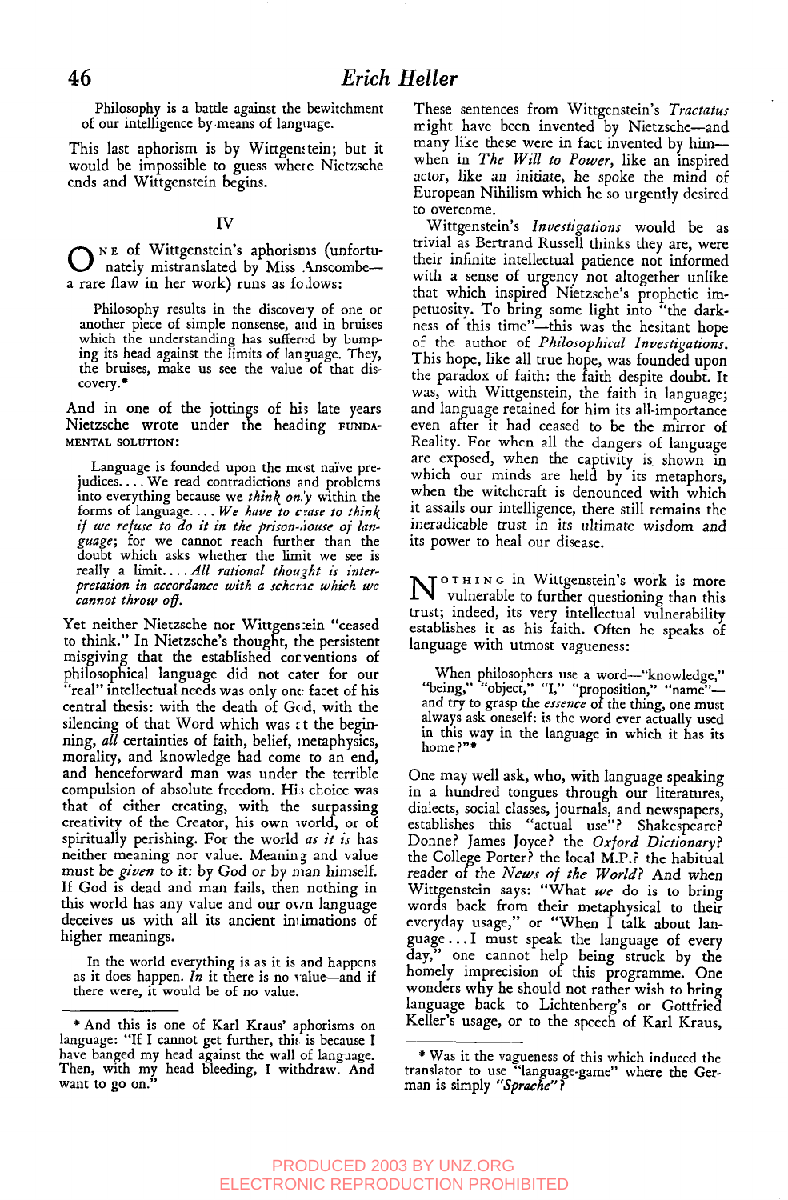Philosophy is a battle against the bewitchment of our intelligence by means of language.

This last aphorism is by Wittgenstein; but it would be impossible to guess where Nietzsche ends and Wittgenstein begins.

## IV

ONE of Wittgenstein's aphorisms (unfortunately mistranslated by Miss Anscombe—a rare flaw in her work) runs as follows:

> Philosophy results in the discovery of one or another piece of simple nonsense, and in bruises which the understanding has suffered by bumping its head against the limits of language. They, the bruises, make us see the value of that discovery.*

And in one of the jottings of his late years Nietzsche wrote under the heading FUNDAMENTAL SOLUTION:

> Language is founded upon the most naïve prejudices.... We read contradictions and problems into everything because we *think only* within the forms of language.... *We have to cease to think if we refuse to do it in the prison-house of language*; for we cannot reach further than the doubt which asks whether the limit we see is really a limit.... *All rational thought is interpretation in accordance with a scheme which we cannot throw off.*

Yet neither Nietzsche nor Wittgenstein "ceased to think." In Nietzsche's thought, the persistent misgiving that the established conventions of philosophical language did not cater for our "real" intellectual needs was only one facet of his central thesis: with the death of God, with the silencing of that Word which was at the beginning, *all* certainties of faith, belief, metaphysics, morality, and knowledge had come to an end, and henceforward man was under the terrible compulsion of absolute freedom. His choice was that of either creating, with the surpassing creativity of the Creator, his own world, or of spiritually perishing. For the world *as it is* has neither meaning nor value. Meaning and value must be *given* to it: by God or by man himself. If God is dead and man fails, then nothing in this world has any value and our own language deceives us with all its ancient intimations of higher meanings.

> In the world everything is as it is and happens as it does happen. *In* it there is no value—and if there were, it would be of no value.

These sentences from Wittgenstein's *Tractatus* might have been invented by Nietzsche—and many like these were in fact invented by him—when in *The Will to Power*, like an inspired actor, like an initiate, he spoke the mind of European Nihilism which he so urgently desired to overcome.

Wittgenstein's *Investigations* would be as trivial as Bertrand Russell thinks they are, were their infinite intellectual patience not informed with a sense of urgency not altogether unlike that which inspired Nietzsche's prophetic impetuosity. To bring some light into "the darkness of this time"—this was the hesitant hope of the author of *Philosophical Investigations.* This hope, like all true hope, was founded upon the paradox of faith: the faith despite doubt. It was, with Wittgenstein, the faith in language; and language retained for him its all-importance even after it had ceased to be the mirror of Reality. For when all the dangers of language are exposed, when the captivity is shown in which our minds are held by its metaphors, when the witchcraft is denounced with which it assails our intelligence, there still remains the ineradicable trust in its ultimate wisdom and its power to heal our disease.

NOTHING in Wittgenstein's work is more vulnerable to further questioning than this trust; indeed, its very intellectual vulnerability establishes it as his faith. Often he speaks of language with utmost vagueness:

> When philosophers use a word—"knowledge," "being," "object," "I," "proposition," "name"—and try to grasp the *essence* of the thing, one must always ask oneself: is the word ever actually used in this way in the language in which it has its home?"*

One may well ask, who, with language speaking in a hundred tongues through our literatures, dialects, social classes, journals, and newspapers, establishes this "actual use"? Shakespeare? Donne? James Joyce? the *Oxford Dictionary*? the College Porter? the local M.P.? the habitual reader of the *News of the World*? And when Wittgenstein says: "What *we* do is to bring words back from their metaphysical to their everyday usage," or "When I talk about language... I must speak the language of every day," one cannot help being struck by the homely imprecision of this programme. One wonders why he should not rather wish to bring language back to Lichtenberg's or Gottfried Keller's usage, or to the speech of Karl Kraus,

---

* And this is one of Karl Kraus' aphorisms on language: "If I cannot get further, this is because I have banged my head against the wall of language. Then, with my head bleeding, I withdraw. And want to go on."

* Was it the vagueness of this which induced the translator to use "language-game" where the German is simply *"Sprache"*?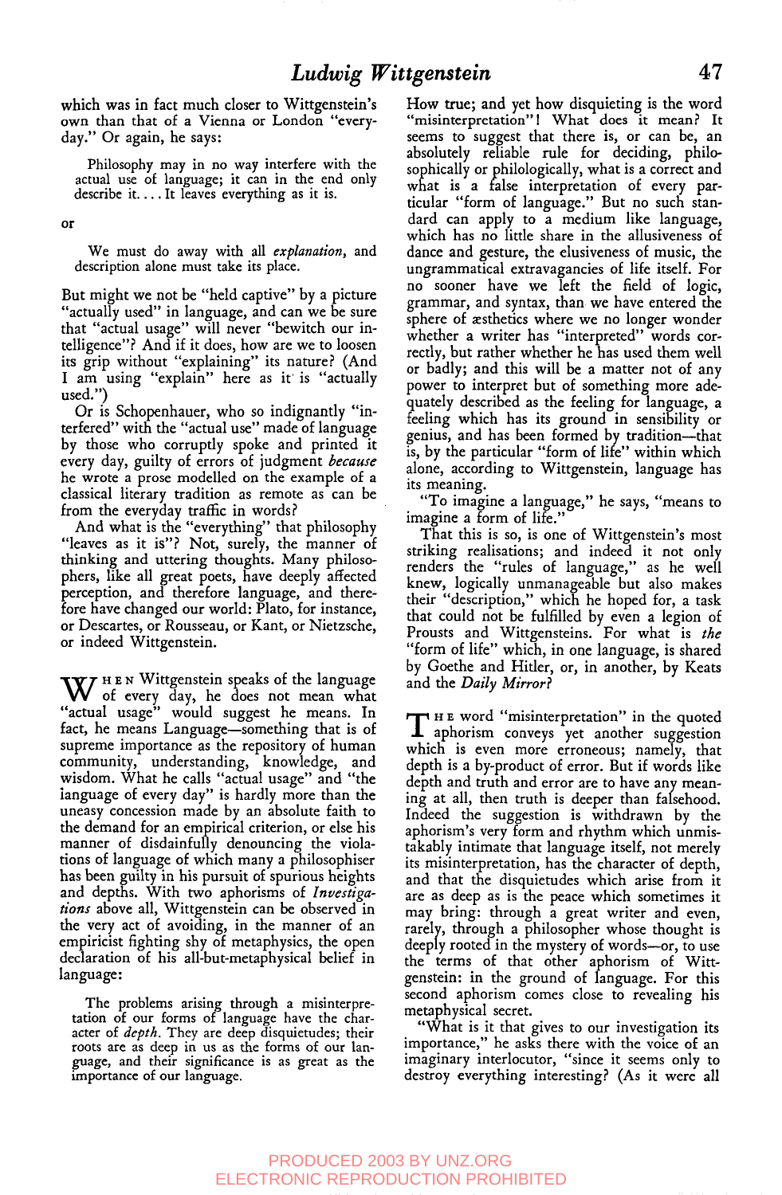which was in fact much closer to Wittgenstein's own than that of a Vienna or London "every-day." Or again, he says:

> Philosophy may in no way interfere with the actual use of language; it can in the end only describe it. . . . It leaves everything as it is.

or

> We must do away with all *explanation*, and description alone must take its place.

But might we not be "held captive" by a picture "actually used" in language, and can we be sure that "actual usage" will never "bewitch our intelligence"? And if it does, how are we to loosen its grip without "explaining" its nature? (And I am using "explain" here as it is "actually used.")

Or is Schopenhauer, who so indignantly "interfered" with the "actual use" made of language by those who corruptly spoke and printed it every day, guilty of errors of judgment *because* he wrote a prose modelled on the example of a classical literary tradition as remote as can be from the everyday traffic in words?

And what is the "everything" that philosophy "leaves as it is"? Not, surely, the manner of thinking and uttering thoughts. Many philosophers, like all great poets, have deeply affected perception, and therefore language, and therefore have changed our world: Plato, for instance, or Descartes, or Rousseau, or Kant, or Nietzsche, or indeed Wittgenstein.

WHEN Wittgenstein speaks of the language of every day, he does not mean what "actual usage" would suggest he means. In fact, he means Language—something that is of supreme importance as the repository of human community, understanding, knowledge, and wisdom. What he calls "actual usage" and "the language of every day" is hardly more than the uneasy concession made by an absolute faith to the demand for an empirical criterion, or else his manner of disdainfully denouncing the violations of language of which many a philosophiser has been guilty in his pursuit of spurious heights and depths. With two aphorisms of *Investigations* above all, Wittgenstein can be observed in the very act of avoiding, in the manner of an empiricist fighting shy of metaphysics, the open declaration of his all-but-metaphysical belief in language:

> The problems arising through a misinterpretation of our forms of language have the character of *depth*. They are deep disquietudes; their roots are as deep in us as the forms of our language, and their significance is as great as the importance of our language.

How true; and yet how disquieting is the word "misinterpretation"! What does it mean? It seems to suggest that there is, or can be, an absolutely reliable rule for deciding, philosophically or philologically, what is a correct and what is a false interpretation of every particular "form of language." But no such standard can apply to a medium like language, which has no little share in the allusiveness of dance and gesture, the elusiveness of music, the ungrammatical extravagancies of life itself. For no sooner have we left the field of logic, grammar, and syntax, than we have entered the sphere of æsthetics where we no longer wonder whether a writer has "interpreted" words correctly, but rather whether he has used them well or badly; and this will be a matter not of any power to interpret but of something more adequately described as the feeling for language, a feeling which has its ground in sensibility or genius, and has been formed by tradition—that is, by the particular "form of life" within which alone, according to Wittgenstein, language has its meaning.

"To imagine a language," he says, "means to imagine a form of life."

That this is so, is one of Wittgenstein's most striking realisations; and indeed it not only renders the "rules of language," as he well knew, logically unmanageable but also makes their "description," which he hoped for, a task that could not be fulfilled by even a legion of Prousts and Wittgensteins. For what is *the* "form of life" which, in one language, is shared by Goethe and Hitler, or, in another, by Keats and the *Daily Mirror*?

THE word "misinterpretation" in the quoted aphorism conveys yet another suggestion which is even more erroneous; namely, that depth is a by-product of error. But if words like depth and truth and error are to have any meaning at all, then truth is deeper than falsehood. Indeed the suggestion is withdrawn by the aphorism's very form and rhythm which unmistakably intimate that language itself, not merely its misinterpretation, has the character of depth, and that the disquietudes which arise from it are as deep as is the peace which sometimes it may bring: through a great writer and even, rarely, through a philosopher whose thought is deeply rooted in the mystery of words—or, to use the terms of that other aphorism of Wittgenstein: in the ground of language. For this second aphorism comes close to revealing his metaphysical secret.

"What is it that gives to our investigation its importance," he asks there with the voice of an imaginary interlocutor, "since it seems only to destroy everything interesting? (As it were all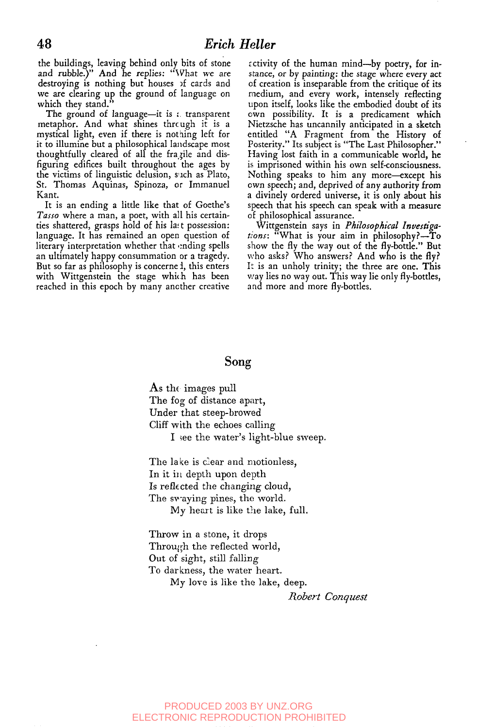the buildings, leaving behind only bits of stone and rubble.)" And he replies: "What we are destroying is nothing but houses of cards and we are clearing up the ground of language on which they stand."

The ground of language—it is a transparent metaphor. And what shines through it is a mystical light, even if there is nothing left for it to illumine but a philosophical landscape most thoughtfully cleared of all the fragile and disfiguring edifices built throughout the ages by the victims of linguistic delusion, such as Plato, St. Thomas Aquinas, Spinoza, or Immanuel Kant.

It is an ending a little like that of Goethe's *Tasso* where a man, a poet, with all his certainties shattered, grasps hold of his last possession: language. It has remained an open question of literary interpretation whether that ending spells an ultimately happy consummation or a tragedy. But so far as philosophy is concerned, this enters with Wittgenstein the stage which has been reached in this epoch by many another creative activity of the human mind—by poetry, for instance, or by painting: the stage where every act of creation is inseparable from the critique of its medium, and every work, intensely reflecting upon itself, looks like the embodied doubt of its own possibility. It is a predicament which Nietzsche has uncannily anticipated in a sketch entitled "A Fragment from the History of Posterity." Its subject is "The Last Philosopher." Having lost faith in a communicable world, he is imprisoned within his own self-consciousness. Nothing speaks to him any more—except his own speech; and, deprived of any authority from a divinely ordered universe, it is only about his speech that his speech can speak with a measure of philosophical assurance.

Wittgenstein says in *Philosophical Investigations*: "What is your aim in philosophy?—To show the fly the way out of the fly-bottle." But who asks? Who answers? And who is the fly? It is an unholy trinity; the three are one. This way lies no way out. This way lie only fly-bottles, and more and more fly-bottles.

## Song

As the images pull  
The fog of distance apart,  
Under that steep-browed  
Cliff with the echoes calling  
    I see the water's light-blue sweep.

The lake is clear and motionless,  
In it in depth upon depth  
Is reflected the changing cloud,  
The swaying pines, the world.  
    My heart is like the lake, full.

Throw in a stone, it drops  
Through the reflected world,  
Out of sight, still falling  
To darkness, the water heart.  
    My love is like the lake, deep.

*Robert Conquest*